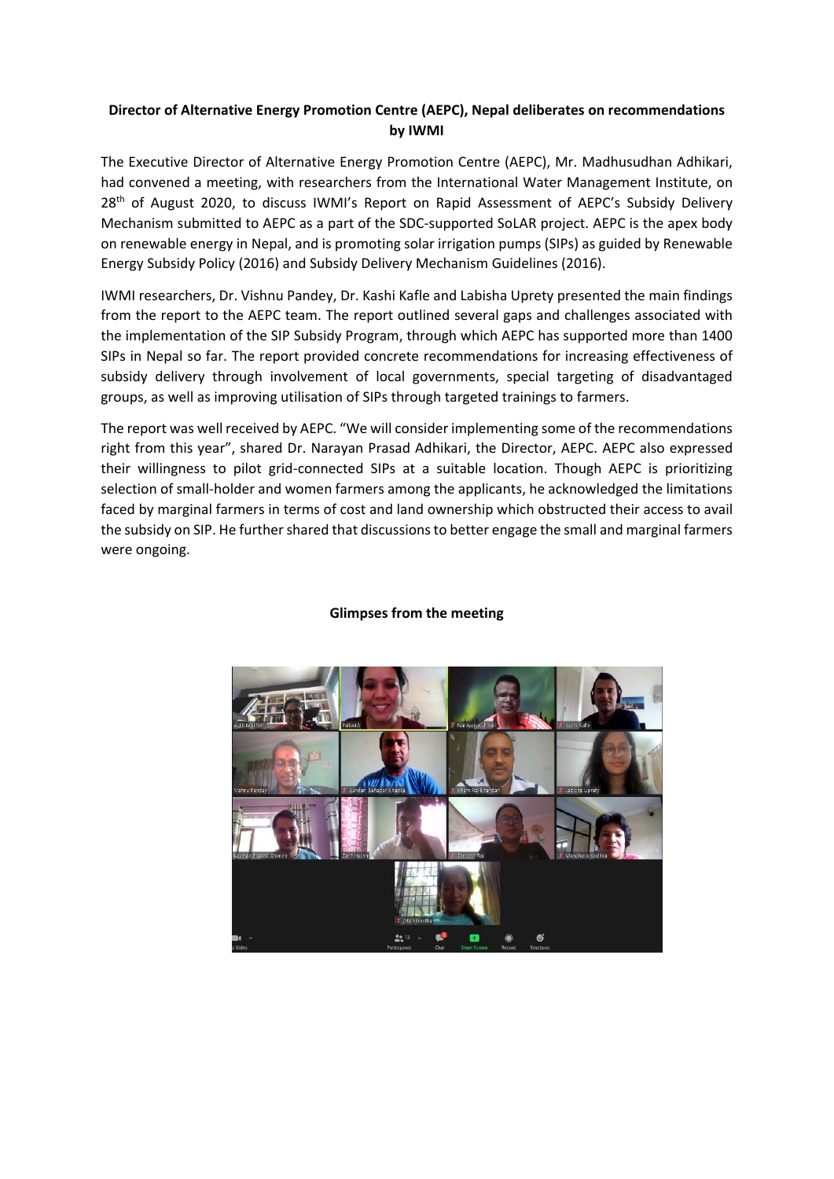**Director of Alternative Energy Promotion Centre (AEPC), Nepal deliberates on recommendations by IWMI**

The Executive Director of Alternative Energy Promotion Centre (AEPC), Mr. Madhusudhan Adhikari, had convened a meeting, with researchers from the International Water Management Institute, on 28th of August 2020, to discuss IWMI's Report on Rapid Assessment of AEPC's Subsidy Delivery Mechanism submitted to AEPC as a part of the SDC-supported SoLAR project. AEPC is the apex body on renewable energy in Nepal, and is promoting solar irrigation pumps (SIPs) as guided by Renewable Energy Subsidy Policy (2016) and Subsidy Delivery Mechanism Guidelines (2016).

IWMI researchers, Dr. Vishnu Pandey, Dr. Kashi Kafle and Labisha Uprety presented the main findings from the report to the AEPC team. The report outlined several gaps and challenges associated with the implementation of the SIP Subsidy Program, through which AEPC has supported more than 1400 SIPs in Nepal so far. The report provided concrete recommendations for increasing effectiveness of subsidy delivery through involvement of local governments, special targeting of disadvantaged groups, as well as improving utilisation of SIPs through targeted trainings to farmers.

The report was well received by AEPC. "We will consider implementing some of the recommendations right from this year", shared Dr. Narayan Prasad Adhikari, the Director, AEPC. AEPC also expressed their willingness to pilot grid-connected SIPs at a suitable location. Though AEPC is prioritizing selection of small-holder and women farmers among the applicants, he acknowledged the limitations faced by marginal farmers in terms of cost and land ownership which obstructed their access to avail the subsidy on SIP. He further shared that discussions to better engage the small and marginal farmers were ongoing.

**Glimpses from the meeting**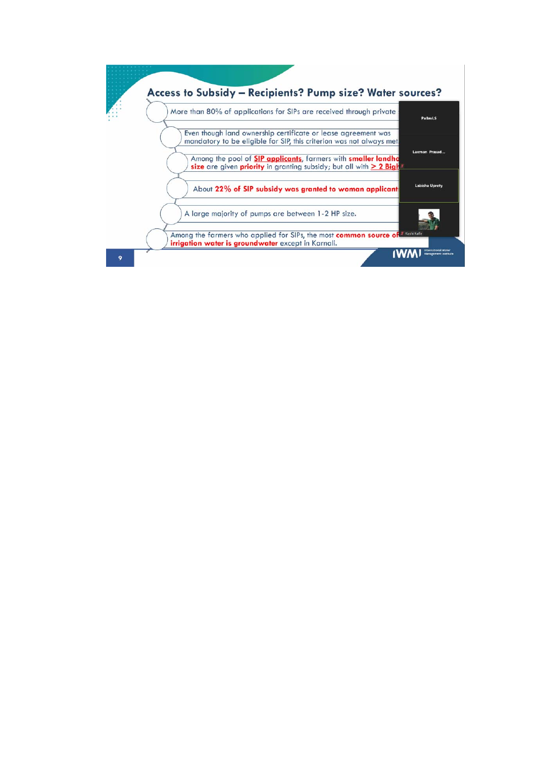# Access to Subsidy – Recipients? Pump size? Water sources?

- More than 80% of applications for SIPs are received through private
- Even though land ownership certificate or lease agreement was mandatory to be eligible for SIP, this criterion was not always met
- Among the pool of **SIP applicants**, farmers with **smaller landho size** are given **priority** in granting subsidy; but all with **> 2 Bigh**
- About **22% of SIP subsidy was granted to woman applicant**
- A large majority of pumps are between 1-2 HP size.
- Among the farmers who applied for SIPs, the most **common source of irrigation water is groundwater** except in Karnali.

Pallavi.S

Laxman Prasad...

Labisha Uprety

Kashi Kafle

IWMI International Water Management Institute